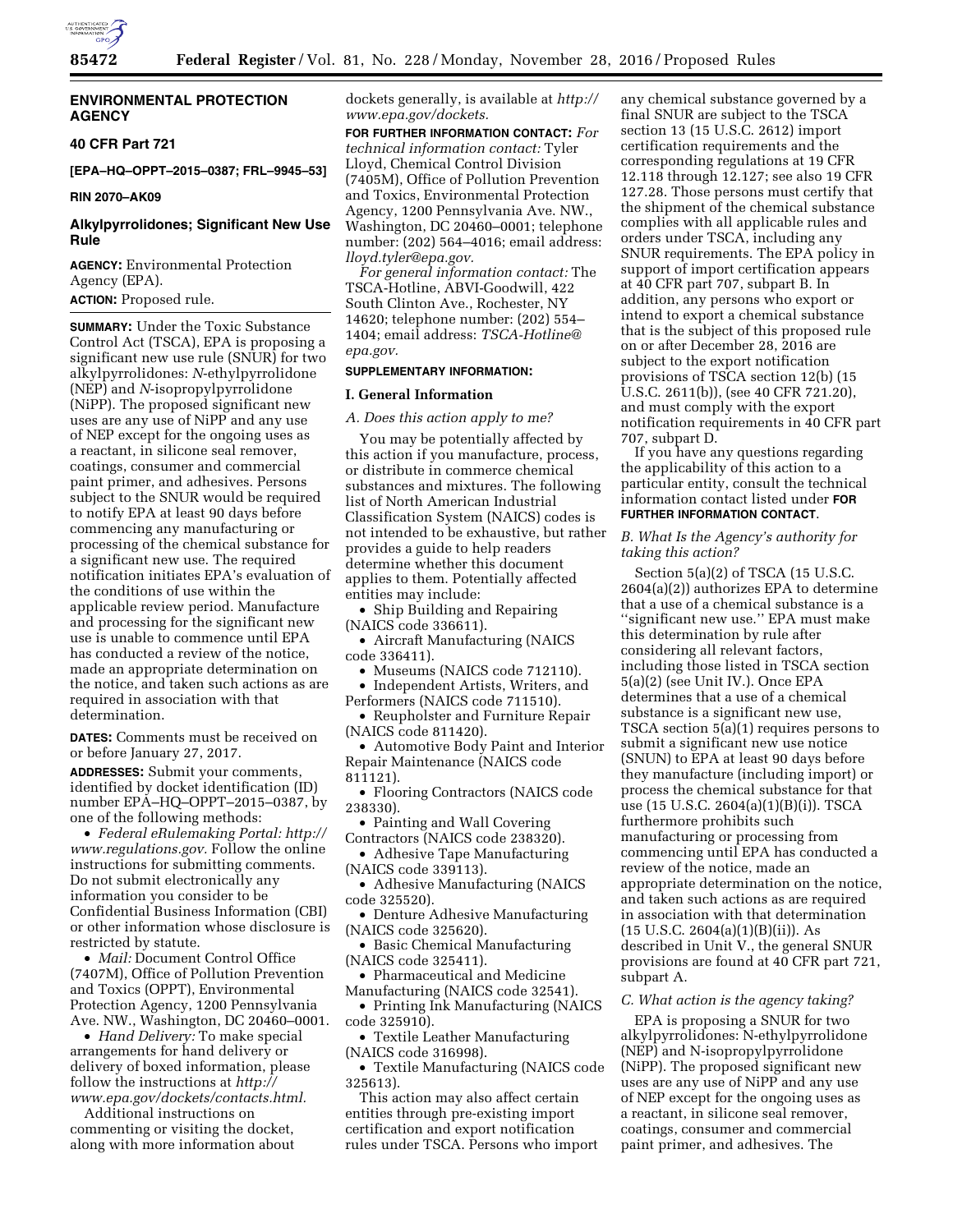## ENVIRONMENTAL PROTECTION AGENCY

### 40 CFR Part 721

**[EPA–HQ–OPPT–2015–0387; FRL–9945–53]**

**RIN 2070–AK09**

### Alkylpyrrolidones; Significant New Use Rule

**AGENCY:** Environmental Protection Agency (EPA).

**ACTION:** Proposed rule.

**SUMMARY:** Under the Toxic Substance Control Act (TSCA), EPA is proposing a significant new use rule (SNUR) for two alkylpyrrolidones: *N*-ethylpyrrolidone (NEP) and *N*-isopropylpyrrolidone (NiPP). The proposed significant new uses are any use of NiPP and any use of NEP except for the ongoing uses as a reactant, in silicone seal remover, coatings, consumer and commercial paint primer, and adhesives. Persons subject to the SNUR would be required to notify EPA at least 90 days before commencing any manufacturing or processing of the chemical substance for a significant new use. The required notification initiates EPA's evaluation of the conditions of use within the applicable review period. Manufacture and processing for the significant new use is unable to commence until EPA has conducted a review of the notice, made an appropriate determination on the notice, and taken such actions as are required in association with that determination.

**DATES:** Comments must be received on or before January 27, 2017.

**ADDRESSES:** Submit your comments, identified by docket identification (ID) number EPA–HQ–OPPT–2015–0387, by one of the following methods:

- *Federal eRulemaking Portal: http://www.regulations.gov.* Follow the online instructions for submitting comments. Do not submit electronically any information you consider to be Confidential Business Information (CBI) or other information whose disclosure is restricted by statute.
- *Mail:* Document Control Office (7407M), Office of Pollution Prevention and Toxics (OPPT), Environmental Protection Agency, 1200 Pennsylvania Ave. NW., Washington, DC 20460–0001.
- *Hand Delivery:* To make special arrangements for hand delivery or delivery of boxed information, please follow the instructions at *http://www.epa.gov/dockets/contacts.html.*

Additional instructions on commenting or visiting the docket, along with more information about dockets generally, is available at *http://www.epa.gov/dockets.*

**FOR FURTHER INFORMATION CONTACT:** *For technical information contact:* Tyler Lloyd, Chemical Control Division (7405M), Office of Pollution Prevention and Toxics, Environmental Protection Agency, 1200 Pennsylvania Ave. NW., Washington, DC 20460–0001; telephone number: (202) 564–4016; email address: *lloyd.tyler@epa.gov.*

*For general information contact:* The TSCA-Hotline, ABVI-Goodwill, 422 South Clinton Ave., Rochester, NY 14620; telephone number: (202) 554–1404; email address: *TSCA-Hotline@epa.gov.*

**SUPPLEMENTARY INFORMATION:**

## I. General Information

### *A. Does this action apply to me?*

You may be potentially affected by this action if you manufacture, process, or distribute in commerce chemical substances and mixtures. The following list of North American Industrial Classification System (NAICS) codes is not intended to be exhaustive, but rather provides a guide to help readers determine whether this document applies to them. Potentially affected entities may include:

- Ship Building and Repairing (NAICS code 336611).
- Aircraft Manufacturing (NAICS code 336411).
- Museums (NAICS code 712110).
- Independent Artists, Writers, and Performers (NAICS code 711510).
- Reupholster and Furniture Repair (NAICS code 811420).
- Automotive Body Paint and Interior Repair Maintenance (NAICS code 811121).
- Flooring Contractors (NAICS code 238330).
- Painting and Wall Covering Contractors (NAICS code 238320).
- Adhesive Tape Manufacturing (NAICS code 339113).
- Adhesive Manufacturing (NAICS code 325520).
- Denture Adhesive Manufacturing (NAICS code 325620).
- Basic Chemical Manufacturing (NAICS code 325411).
- Pharmaceutical and Medicine Manufacturing (NAICS code 32541).
- Printing Ink Manufacturing (NAICS code 325910).
- Textile Leather Manufacturing (NAICS code 316998).
- Textile Manufacturing (NAICS code 325613).

This action may also affect certain entities through pre-existing import certification and export notification rules under TSCA. Persons who import any chemical substance governed by a final SNUR are subject to the TSCA section 13 (15 U.S.C. 2612) import certification requirements and the corresponding regulations at 19 CFR 12.118 through 12.127; see also 19 CFR 127.28. Those persons must certify that the shipment of the chemical substance complies with all applicable rules and orders under TSCA, including any SNUR requirements. The EPA policy in support of import certification appears at 40 CFR part 707, subpart B. In addition, any persons who export or intend to export a chemical substance that is the subject of this proposed rule on or after December 28, 2016 are subject to the export notification provisions of TSCA section 12(b) (15 U.S.C. 2611(b)), (see 40 CFR 721.20), and must comply with the export notification requirements in 40 CFR part 707, subpart D.

If you have any questions regarding the applicability of this action to a particular entity, consult the technical information contact listed under **FOR FURTHER INFORMATION CONTACT**.

### *B. What Is the Agency's authority for taking this action?*

Section 5(a)(2) of TSCA (15 U.S.C. 2604(a)(2)) authorizes EPA to determine that a use of a chemical substance is a ''significant new use.'' EPA must make this determination by rule after considering all relevant factors, including those listed in TSCA section 5(a)(2) (see Unit IV.). Once EPA determines that a use of a chemical substance is a significant new use, TSCA section 5(a)(1) requires persons to submit a significant new use notice (SNUN) to EPA at least 90 days before they manufacture (including import) or process the chemical substance for that use (15 U.S.C. 2604(a)(1)(B)(i)). TSCA furthermore prohibits such manufacturing or processing from commencing until EPA has conducted a review of the notice, made an appropriate determination on the notice, and taken such actions as are required in association with that determination (15 U.S.C. 2604(a)(1)(B)(ii)). As described in Unit V., the general SNUR provisions are found at 40 CFR part 721, subpart A.

### *C. What action is the agency taking?*

EPA is proposing a SNUR for two alkylpyrrolidones: N-ethylpyrrolidone (NEP) and N-isopropylpyrrolidone (NiPP). The proposed significant new uses are any use of NiPP and any use of NEP except for the ongoing uses as a reactant, in silicone seal remover, coatings, consumer and commercial paint primer, and adhesives. The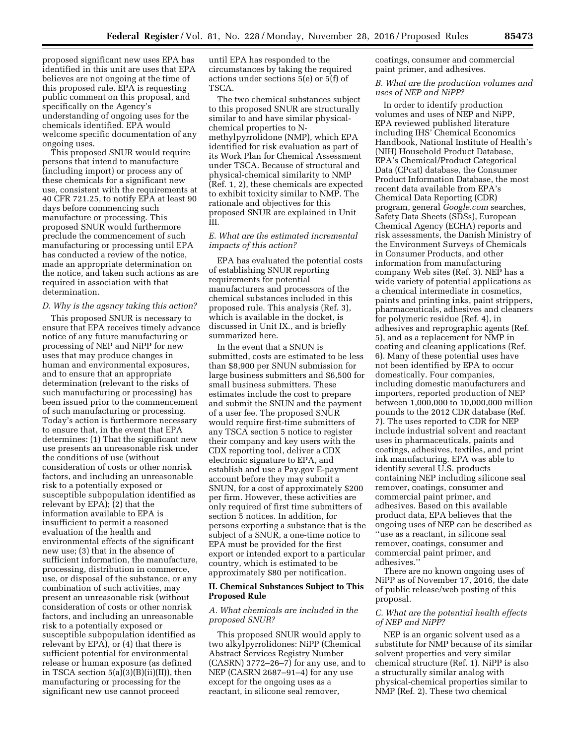proposed significant new uses EPA has identified in this unit are uses that EPA believes are not ongoing at the time of this proposed rule. EPA is requesting public comment on this proposal, and specifically on the Agency's understanding of ongoing uses for the chemicals identified. EPA would welcome specific documentation of any ongoing uses.

This proposed SNUR would require persons that intend to manufacture (including import) or process any of these chemicals for a significant new use, consistent with the requirements at 40 CFR 721.25, to notify EPA at least 90 days before commencing such manufacture or processing. This proposed SNUR would furthermore preclude the commencement of such manufacturing or processing until EPA has conducted a review of the notice, made an appropriate determination on the notice, and taken such actions as are required in association with that determination.

### *D. Why is the agency taking this action?*

This proposed SNUR is necessary to ensure that EPA receives timely advance notice of any future manufacturing or processing of NEP and NiPP for new uses that may produce changes in human and environmental exposures, and to ensure that an appropriate determination (relevant to the risks of such manufacturing or processing) has been issued prior to the commencement of such manufacturing or processing. Today's action is furthermore necessary to ensure that, in the event that EPA determines: (1) That the significant new use presents an unreasonable risk under the conditions of use (without consideration of costs or other nonrisk factors, and including an unreasonable risk to a potentially exposed or susceptible subpopulation identified as relevant by EPA); (2) that the information available to EPA is insufficient to permit a reasoned evaluation of the health and environmental effects of the significant new use; (3) that in the absence of sufficient information, the manufacture, processing, distribution in commerce, use, or disposal of the substance, or any combination of such activities, may present an unreasonable risk (without consideration of costs or other nonrisk factors, and including an unreasonable risk to a potentially exposed or susceptible subpopulation identified as relevant by EPA), or (4) that there is sufficient potential for environmental release or human exposure (as defined in TSCA section 5(a)(3)(B)(ii)(II)), then manufacturing or processing for the significant new use cannot proceed until EPA has responded to the circumstances by taking the required actions under sections 5(e) or 5(f) of TSCA.

The two chemical substances subject to this proposed SNUR are structurally similar to and have similar physical-chemical properties to N-methylpyrrolidone (NMP), which EPA identified for risk evaluation as part of its Work Plan for Chemical Assessment under TSCA. Because of structural and physical-chemical similarity to NMP (Ref. 1, 2), these chemicals are expected to exhibit toxicity similar to NMP. The rationale and objectives for this proposed SNUR are explained in Unit III.

### *E. What are the estimated incremental impacts of this action?*

EPA has evaluated the potential costs of establishing SNUR reporting requirements for potential manufacturers and processors of the chemical substances included in this proposed rule. This analysis (Ref. 3), which is available in the docket, is discussed in Unit IX., and is briefly summarized here.

In the event that a SNUN is submitted, costs are estimated to be less than $8,900 per SNUN submission for large business submitters and $6,500 for small business submitters. These estimates include the cost to prepare and submit the SNUN and the payment of a user fee. The proposed SNUR would require first-time submitters of any TSCA section 5 notice to register their company and key users with the CDX reporting tool, deliver a CDX electronic signature to EPA, and establish and use a Pay.gov E-payment account before they may submit a SNUN, for a cost of approximately $200 per firm. However, these activities are only required of first time submitters of section 5 notices. In addition, for persons exporting a substance that is the subject of a SNUR, a one-time notice to EPA must be provided for the first export or intended export to a particular country, which is estimated to be approximately $80 per notification.

## II. Chemical Substances Subject to This Proposed Rule

### *A. What chemicals are included in the proposed SNUR?*

This proposed SNUR would apply to two alkylpyrrolidones: NiPP (Chemical Abstract Services Registry Number (CASRN) 3772–26–7) for any use, and to NEP (CASRN 2687–91–4) for any use except for the ongoing uses as a reactant, in silicone seal remover, coatings, consumer and commercial paint primer, and adhesives.

### *B. What are the production volumes and uses of NEP and NiPP?*

In order to identify production volumes and uses of NEP and NiPP, EPA reviewed published literature including IHS' Chemical Economics Handbook, National Institute of Health's (NIH) Household Product Database, EPA's Chemical/Product Categorical Data (CPcat) database, the Consumer Product Information Database, the most recent data available from EPA's Chemical Data Reporting (CDR) program, general *Google.com* searches, Safety Data Sheets (SDSs), European Chemical Agency (ECHA) reports and risk assessments, the Danish Ministry of the Environment Surveys of Chemicals in Consumer Products, and other information from manufacturing company Web sites (Ref. 3). NEP has a wide variety of potential applications as a chemical intermediate in cosmetics, paints and printing inks, paint strippers, pharmaceuticals, adhesives and cleaners for polymeric residue (Ref. 4), in adhesives and reprographic agents (Ref. 5), and as a replacement for NMP in coating and cleaning applications (Ref. 6). Many of these potential uses have not been identified by EPA to occur domestically. Four companies, including domestic manufacturers and importers, reported production of NEP between 1,000,000 to 10,000,000 million pounds to the 2012 CDR database (Ref. 7). The uses reported to CDR for NEP include industrial solvent and reactant uses in pharmaceuticals, paints and coatings, adhesives, textiles, and print ink manufacturing. EPA was able to identify several U.S. products containing NEP including silicone seal remover, coatings, consumer and commercial paint primer, and adhesives. Based on this available product data, EPA believes that the ongoing uses of NEP can be described as ''use as a reactant, in silicone seal remover, coatings, consumer and commercial paint primer, and adhesives.''

There are no known ongoing uses of NiPP as of November 17, 2016, the date of public release/web posting of this proposal.

### *C. What are the potential health effects of NEP and NiPP?*

NEP is an organic solvent used as a substitute for NMP because of its similar solvent properties and very similar chemical structure (Ref. 1). NiPP is also a structurally similar analog with physical-chemical properties similar to NMP (Ref. 2). These two chemical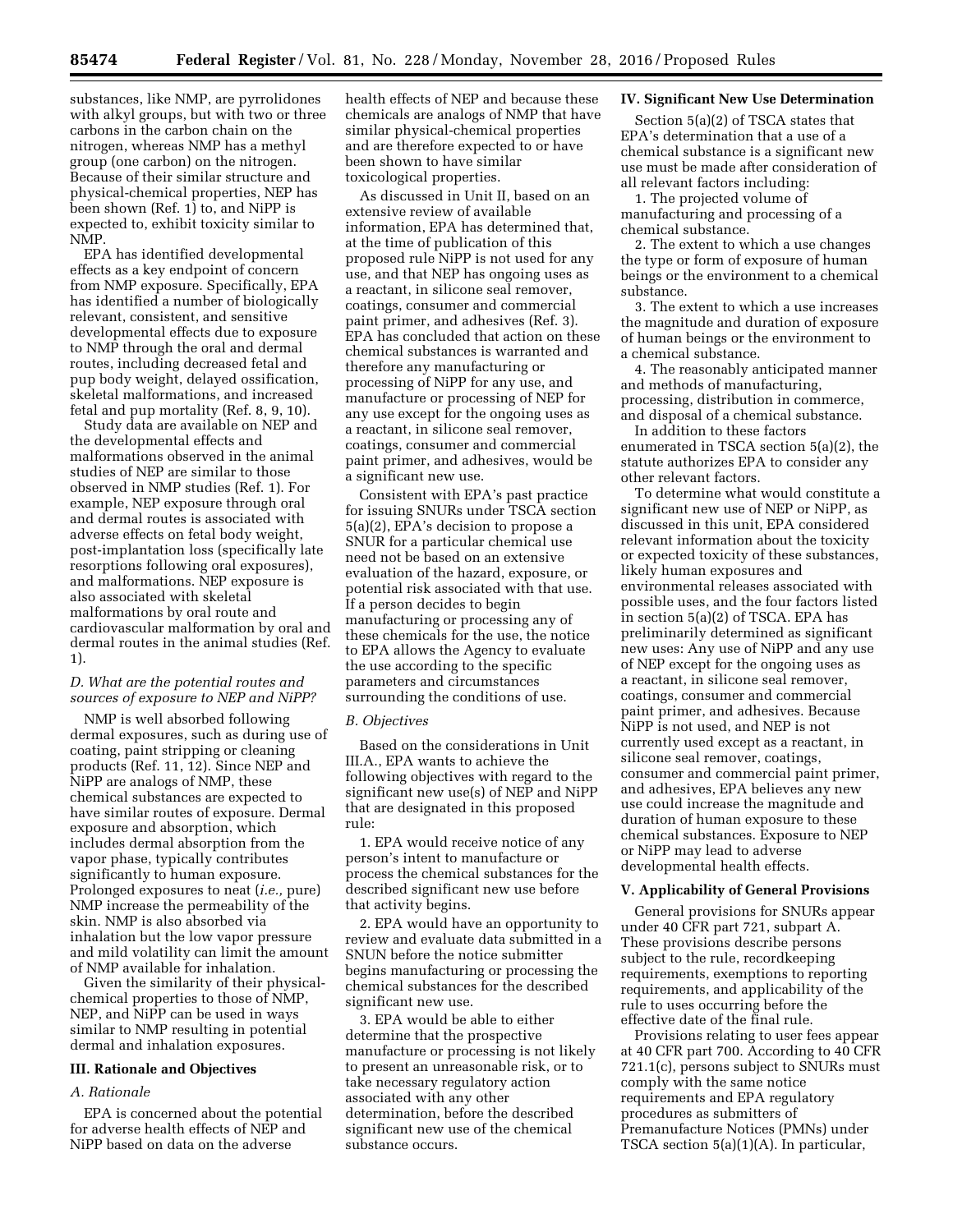substances, like NMP, are pyrrolidones with alkyl groups, but with two or three carbons in the carbon chain on the nitrogen, whereas NMP has a methyl group (one carbon) on the nitrogen. Because of their similar structure and physical-chemical properties, NEP has been shown (Ref. 1) to, and NiPP is expected to, exhibit toxicity similar to NMP.

EPA has identified developmental effects as a key endpoint of concern from NMP exposure. Specifically, EPA has identified a number of biologically relevant, consistent, and sensitive developmental effects due to exposure to NMP through the oral and dermal routes, including decreased fetal and pup body weight, delayed ossification, skeletal malformations, and increased fetal and pup mortality (Ref. 8, 9, 10).

Study data are available on NEP and the developmental effects and malformations observed in the animal studies of NEP are similar to those observed in NMP studies (Ref. 1). For example, NEP exposure through oral and dermal routes is associated with adverse effects on fetal body weight, post-implantation loss (specifically late resorptions following oral exposures), and malformations. NEP exposure is also associated with skeletal malformations by oral route and cardiovascular malformation by oral and dermal routes in the animal studies (Ref. 1).

### *D. What are the potential routes and sources of exposure to NEP and NiPP?*

NMP is well absorbed following dermal exposures, such as during use of coating, paint stripping or cleaning products (Ref. 11, 12). Since NEP and NiPP are analogs of NMP, these chemical substances are expected to have similar routes of exposure. Dermal exposure and absorption, which includes dermal absorption from the vapor phase, typically contributes significantly to human exposure. Prolonged exposures to neat (*i.e.,* pure) NMP increase the permeability of the skin. NMP is also absorbed via inhalation but the low vapor pressure and mild volatility can limit the amount of NMP available for inhalation.

Given the similarity of their physical-chemical properties to those of NMP, NEP, and NiPP can be used in ways similar to NMP resulting in potential dermal and inhalation exposures.

## III. Rationale and Objectives

### *A. Rationale*

EPA is concerned about the potential for adverse health effects of NEP and NiPP based on data on the adverse health effects of NEP and because these chemicals are analogs of NMP that have similar physical-chemical properties and are therefore expected to or have been shown to have similar toxicological properties.

As discussed in Unit II, based on an extensive review of available information, EPA has determined that, at the time of publication of this proposed rule NiPP is not used for any use, and that NEP has ongoing uses as a reactant, in silicone seal remover, coatings, consumer and commercial paint primer, and adhesives (Ref. 3). EPA has concluded that action on these chemical substances is warranted and therefore any manufacturing or processing of NiPP for any use, and manufacture or processing of NEP for any use except for the ongoing uses as a reactant, in silicone seal remover, coatings, consumer and commercial paint primer, and adhesives, would be a significant new use.

Consistent with EPA's past practice for issuing SNURs under TSCA section 5(a)(2), EPA's decision to propose a SNUR for a particular chemical use need not be based on an extensive evaluation of the hazard, exposure, or potential risk associated with that use. If a person decides to begin manufacturing or processing any of these chemicals for the use, the notice to EPA allows the Agency to evaluate the use according to the specific parameters and circumstances surrounding the conditions of use.

### *B. Objectives*

Based on the considerations in Unit III.A., EPA wants to achieve the following objectives with regard to the significant new use(s) of NEP and NiPP that are designated in this proposed rule:

1. EPA would receive notice of any person's intent to manufacture or process the chemical substances for the described significant new use before that activity begins.

2. EPA would have an opportunity to review and evaluate data submitted in a SNUN before the notice submitter begins manufacturing or processing the chemical substances for the described significant new use.

3. EPA would be able to either determine that the prospective manufacture or processing is not likely to present an unreasonable risk, or to take necessary regulatory action associated with any other determination, before the described significant new use of the chemical substance occurs.

## IV. Significant New Use Determination

Section 5(a)(2) of TSCA states that EPA's determination that a use of a chemical substance is a significant new use must be made after consideration of all relevant factors including:

1. The projected volume of manufacturing and processing of a chemical substance.

2. The extent to which a use changes the type or form of exposure of human beings or the environment to a chemical substance.

3. The extent to which a use increases the magnitude and duration of exposure of human beings or the environment to a chemical substance.

4. The reasonably anticipated manner and methods of manufacturing, processing, distribution in commerce, and disposal of a chemical substance.

In addition to these factors enumerated in TSCA section 5(a)(2), the statute authorizes EPA to consider any other relevant factors.

To determine what would constitute a significant new use of NEP or NiPP, as discussed in this unit, EPA considered relevant information about the toxicity or expected toxicity of these substances, likely human exposures and environmental releases associated with possible uses, and the four factors listed in section 5(a)(2) of TSCA. EPA has preliminarily determined as significant new uses: Any use of NiPP and any use of NEP except for the ongoing uses as a reactant, in silicone seal remover, coatings, consumer and commercial paint primer, and adhesives. Because NiPP is not used, and NEP is not currently used except as a reactant, in silicone seal remover, coatings, consumer and commercial paint primer, and adhesives, EPA believes any new use could increase the magnitude and duration of human exposure to these chemical substances. Exposure to NEP or NiPP may lead to adverse developmental health effects.

## V. Applicability of General Provisions

General provisions for SNURs appear under 40 CFR part 721, subpart A. These provisions describe persons subject to the rule, recordkeeping requirements, exemptions to reporting requirements, and applicability of the rule to uses occurring before the effective date of the final rule.

Provisions relating to user fees appear at 40 CFR part 700. According to 40 CFR 721.1(c), persons subject to SNURs must comply with the same notice requirements and EPA regulatory procedures as submitters of Premanufacture Notices (PMNs) under TSCA section 5(a)(1)(A). In particular,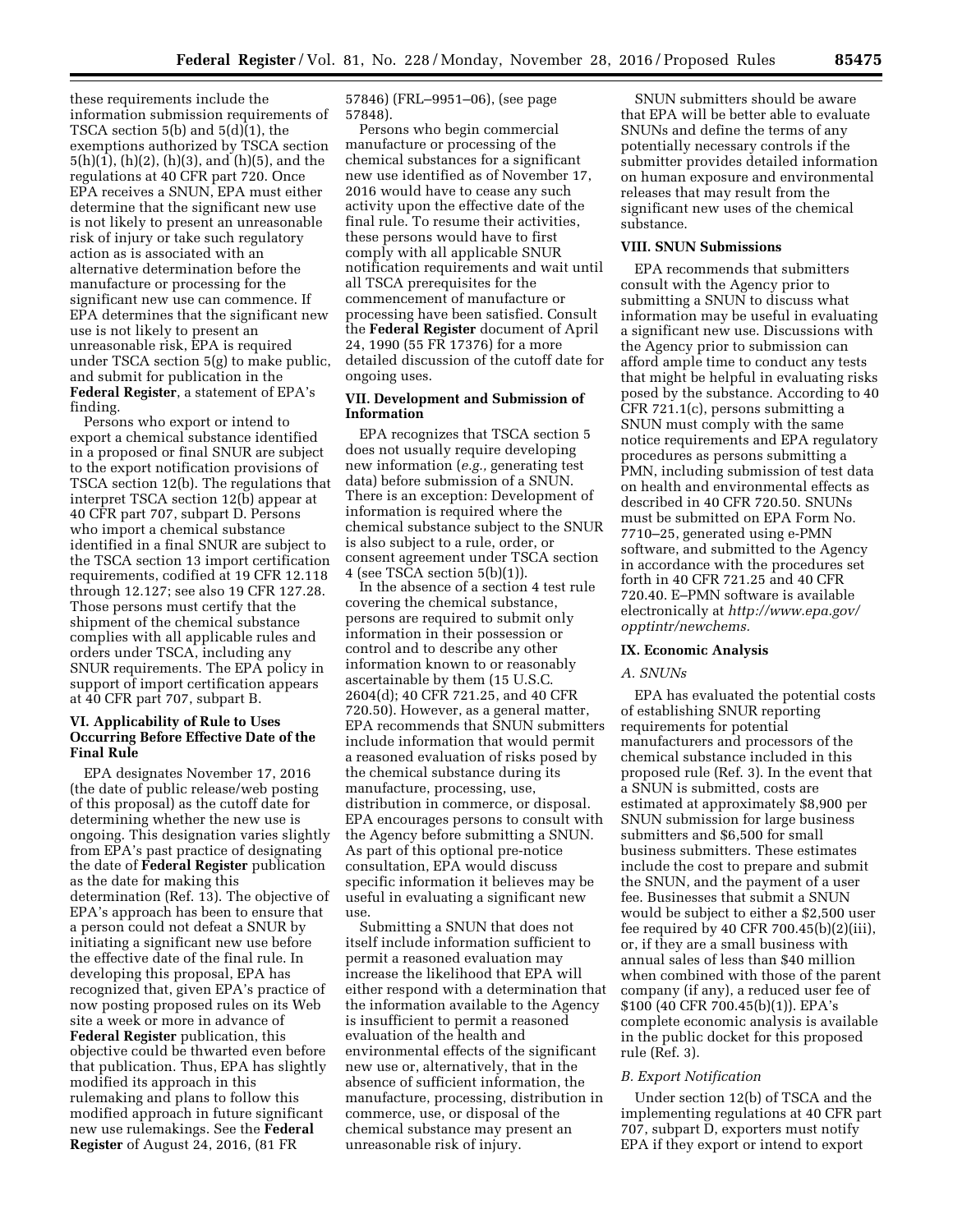these requirements include the information submission requirements of TSCA section 5(b) and 5(d)(1), the exemptions authorized by TSCA section 5(h)(1), (h)(2), (h)(3), and (h)(5), and the regulations at 40 CFR part 720. Once EPA receives a SNUN, EPA must either determine that the significant new use is not likely to present an unreasonable risk of injury or take such regulatory action as is associated with an alternative determination before the manufacture or processing for the significant new use can commence. If EPA determines that the significant new use is not likely to present an unreasonable risk, EPA is required under TSCA section 5(g) to make public, and submit for publication in the **Federal Register**, a statement of EPA's finding.

Persons who export or intend to export a chemical substance identified in a proposed or final SNUR are subject to the export notification provisions of TSCA section 12(b). The regulations that interpret TSCA section 12(b) appear at 40 CFR part 707, subpart D. Persons who import a chemical substance identified in a final SNUR are subject to the TSCA section 13 import certification requirements, codified at 19 CFR 12.118 through 12.127; see also 19 CFR 127.28. Those persons must certify that the shipment of the chemical substance complies with all applicable rules and orders under TSCA, including any SNUR requirements. The EPA policy in support of import certification appears at 40 CFR part 707, subpart B.

## VI. Applicability of Rule to Uses Occurring Before Effective Date of the Final Rule

EPA designates November 17, 2016 (the date of public release/web posting of this proposal) as the cutoff date for determining whether the new use is ongoing. This designation varies slightly from EPA's past practice of designating the date of **Federal Register** publication as the date for making this determination (Ref. 13). The objective of EPA's approach has been to ensure that a person could not defeat a SNUR by initiating a significant new use before the effective date of the final rule. In developing this proposal, EPA has recognized that, given EPA's practice of now posting proposed rules on its Web site a week or more in advance of **Federal Register** publication, this objective could be thwarted even before that publication. Thus, EPA has slightly modified its approach in this rulemaking and plans to follow this modified approach in future significant new use rulemakings. See the **Federal Register** of August 24, 2016, (81 FR 57846) (FRL–9951–06), (see page 57848).

Persons who begin commercial manufacture or processing of the chemical substances for a significant new use identified as of November 17, 2016 would have to cease any such activity upon the effective date of the final rule. To resume their activities, these persons would have to first comply with all applicable SNUR notification requirements and wait until all TSCA prerequisites for the commencement of manufacture or processing have been satisfied. Consult the **Federal Register** document of April 24, 1990 (55 FR 17376) for a more detailed discussion of the cutoff date for ongoing uses.

## VII. Development and Submission of Information

EPA recognizes that TSCA section 5 does not usually require developing new information (*e.g.,* generating test data) before submission of a SNUN. There is an exception: Development of information is required where the chemical substance subject to the SNUR is also subject to a rule, order, or consent agreement under TSCA section 4 (see TSCA section 5(b)(1)).

In the absence of a section 4 test rule covering the chemical substance, persons are required to submit only information in their possession or control and to describe any other information known to or reasonably ascertainable by them (15 U.S.C. 2604(d); 40 CFR 721.25, and 40 CFR 720.50). However, as a general matter, EPA recommends that SNUN submitters include information that would permit a reasoned evaluation of risks posed by the chemical substance during its manufacture, processing, use, distribution in commerce, or disposal. EPA encourages persons to consult with the Agency before submitting a SNUN. As part of this optional pre-notice consultation, EPA would discuss specific information it believes may be useful in evaluating a significant new use.

Submitting a SNUN that does not itself include information sufficient to permit a reasoned evaluation may increase the likelihood that EPA will either respond with a determination that the information available to the Agency is insufficient to permit a reasoned evaluation of the health and environmental effects of the significant new use or, alternatively, that in the absence of sufficient information, the manufacture, processing, distribution in commerce, use, or disposal of the chemical substance may present an unreasonable risk of injury.

SNUN submitters should be aware that EPA will be better able to evaluate SNUNs and define the terms of any potentially necessary controls if the submitter provides detailed information on human exposure and environmental releases that may result from the significant new uses of the chemical substance.

## VIII. SNUN Submissions

EPA recommends that submitters consult with the Agency prior to submitting a SNUN to discuss what information may be useful in evaluating a significant new use. Discussions with the Agency prior to submission can afford ample time to conduct any tests that might be helpful in evaluating risks posed by the substance. According to 40 CFR 721.1(c), persons submitting a SNUN must comply with the same notice requirements and EPA regulatory procedures as persons submitting a PMN, including submission of test data on health and environmental effects as described in 40 CFR 720.50. SNUNs must be submitted on EPA Form No. 7710–25, generated using e-PMN software, and submitted to the Agency in accordance with the procedures set forth in 40 CFR 721.25 and 40 CFR 720.40. E–PMN software is available electronically at *http://www.epa.gov/opptintr/newchems.*

## IX. Economic Analysis

### A. SNUNs

EPA has evaluated the potential costs of establishing SNUR reporting requirements for potential manufacturers and processors of the chemical substance included in this proposed rule (Ref. 3). In the event that a SNUN is submitted, costs are estimated at approximately $8,900 per SNUN submission for large business submitters and $6,500 for small business submitters. These estimates include the cost to prepare and submit the SNUN, and the payment of a user fee. Businesses that submit a SNUN would be subject to either a $2,500 user fee required by 40 CFR 700.45(b)(2)(iii), or, if they are a small business with annual sales of less than $40 million when combined with those of the parent company (if any), a reduced user fee of $100 (40 CFR 700.45(b)(1)). EPA's complete economic analysis is available in the public docket for this proposed rule (Ref. 3).

### B. Export Notification

Under section 12(b) of TSCA and the implementing regulations at 40 CFR part 707, subpart D, exporters must notify EPA if they export or intend to export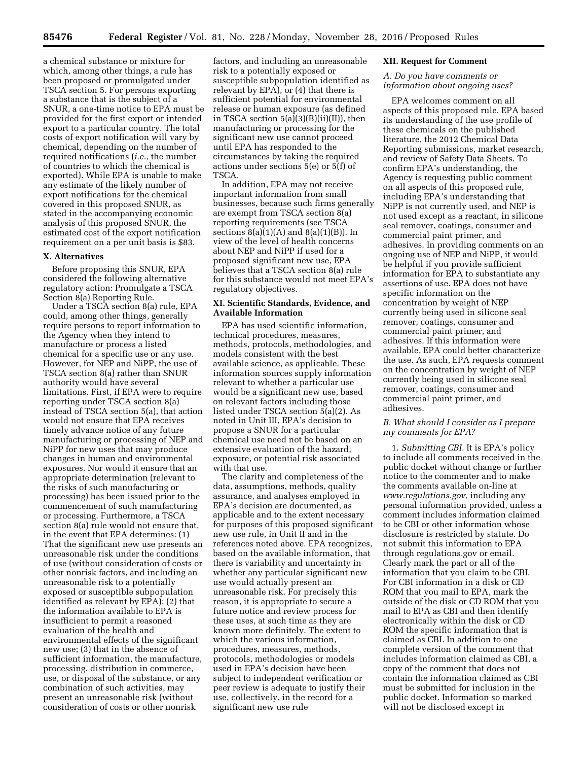a chemical substance or mixture for which, among other things, a rule has been proposed or promulgated under TSCA section 5. For persons exporting a substance that is the subject of a SNUR, a one-time notice to EPA must be provided for the first export or intended export to a particular country. The total costs of export notification will vary by chemical, depending on the number of required notifications (*i.e.,* the number of countries to which the chemical is exported). While EPA is unable to make any estimate of the likely number of export notifications for the chemical covered in this proposed SNUR, as stated in the accompanying economic analysis of this proposed SNUR, the estimated cost of the export notification requirement on a per unit basis is $83.

## X. Alternatives

Before proposing this SNUR, EPA considered the following alternative regulatory action: Promulgate a TSCA Section 8(a) Reporting Rule.

Under a TSCA section 8(a) rule, EPA could, among other things, generally require persons to report information to the Agency when they intend to manufacture or process a listed chemical for a specific use or any use. However, for NEP and NiPP, the use of TSCA section 8(a) rather than SNUR authority would have several limitations. First, if EPA were to require reporting under TSCA section 8(a) instead of TSCA section 5(a), that action would not ensure that EPA receives timely advance notice of any future manufacturing or processing of NEP and NiPP for new uses that may produce changes in human and environmental exposures. Nor would it ensure that an appropriate determination (relevant to the risks of such manufacturing or processing) has been issued prior to the commencement of such manufacturing or processing. Furthermore, a TSCA section 8(a) rule would not ensure that, in the event that EPA determines: (1) That the significant new use presents an unreasonable risk under the conditions of use (without consideration of costs or other nonrisk factors, and including an unreasonable risk to a potentially exposed or susceptible subpopulation identified as relevant by EPA); (2) that the information available to EPA is insufficient to permit a reasoned evaluation of the health and environmental effects of the significant new use; (3) that in the absence of sufficient information, the manufacture, processing, distribution in commerce, use, or disposal of the substance, or any combination of such activities, may present an unreasonable risk (without consideration of costs or other nonrisk factors, and including an unreasonable risk to a potentially exposed or susceptible subpopulation identified as relevant by EPA), or (4) that there is sufficient potential for environmental release or human exposure (as defined in TSCA section 5(a)(3)(B)(ii)(II)), then manufacturing or processing for the significant new use cannot proceed until EPA has responded to the circumstances by taking the required actions under sections 5(e) or 5(f) of TSCA.

In addition, EPA may not receive important information from small businesses, because such firms generally are exempt from TSCA section 8(a) reporting requirements (see TSCA sections 8(a)(1)(A) and 8(a)(1)(B)). In view of the level of health concerns about NEP and NiPP if used for a proposed significant new use, EPA believes that a TSCA section 8(a) rule for this substance would not meet EPA's regulatory objectives.

## XI. Scientific Standards, Evidence, and Available Information

EPA has used scientific information, technical procedures, measures, methods, protocols, methodologies, and models consistent with the best available science, as applicable. These information sources supply information relevant to whether a particular use would be a significant new use, based on relevant factors including those listed under TSCA section 5(a)(2). As noted in Unit III, EPA's decision to propose a SNUR for a particular chemical use need not be based on an extensive evaluation of the hazard, exposure, or potential risk associated with that use.

The clarity and completeness of the data, assumptions, methods, quality assurance, and analyses employed in EPA's decision are documented, as applicable and to the extent necessary for purposes of this proposed significant new use rule, in Unit II and in the references noted above. EPA recognizes, based on the available information, that there is variability and uncertainty in whether any particular significant new use would actually present an unreasonable risk. For precisely this reason, it is appropriate to secure a future notice and review process for these uses, at such time as they are known more definitely. The extent to which the various information, procedures, measures, methods, protocols, methodologies or models used in EPA's decision have been subject to independent verification or peer review is adequate to justify their use, collectively, in the record for a significant new use rule

## XII. Request for Comment

### *A. Do you have comments or information about ongoing uses?*

EPA welcomes comment on all aspects of this proposed rule. EPA based its understanding of the use profile of these chemicals on the published literature, the 2012 Chemical Data Reporting submissions, market research, and review of Safety Data Sheets. To confirm EPA's understanding, the Agency is requesting public comment on all aspects of this proposed rule, including EPA's understanding that NiPP is not currently used, and NEP is not used except as a reactant, in silicone seal remover, coatings, consumer and commercial paint primer, and adhesives. In providing comments on an ongoing use of NEP and NiPP, it would be helpful if you provide sufficient information for EPA to substantiate any assertions of use. EPA does not have specific information on the concentration by weight of NEP currently being used in silicone seal remover, coatings, consumer and commercial paint primer, and adhesives. If this information were available, EPA could better characterize the use. As such, EPA requests comment on the concentration by weight of NEP currently being used in silicone seal remover, coatings, consumer and commercial paint primer, and adhesives.

### *B. What should I consider as I prepare my comments for EPA?*

1. *Submitting CBI.* It is EPA's policy to include all comments received in the public docket without change or further notice to the commenter and to make the comments available on-line at *www.regulations.gov,* including any personal information provided, unless a comment includes information claimed to be CBI or other information whose disclosure is restricted by statute. Do not submit this information to EPA through regulations.gov or email. Clearly mark the part or all of the information that you claim to be CBI. For CBI information in a disk or CD ROM that you mail to EPA, mark the outside of the disk or CD ROM that you mail to EPA as CBI and then identify electronically within the disk or CD ROM the specific information that is claimed as CBI. In addition to one complete version of the comment that includes information claimed as CBI, a copy of the comment that does not contain the information claimed as CBI must be submitted for inclusion in the public docket. Information so marked will not be disclosed except in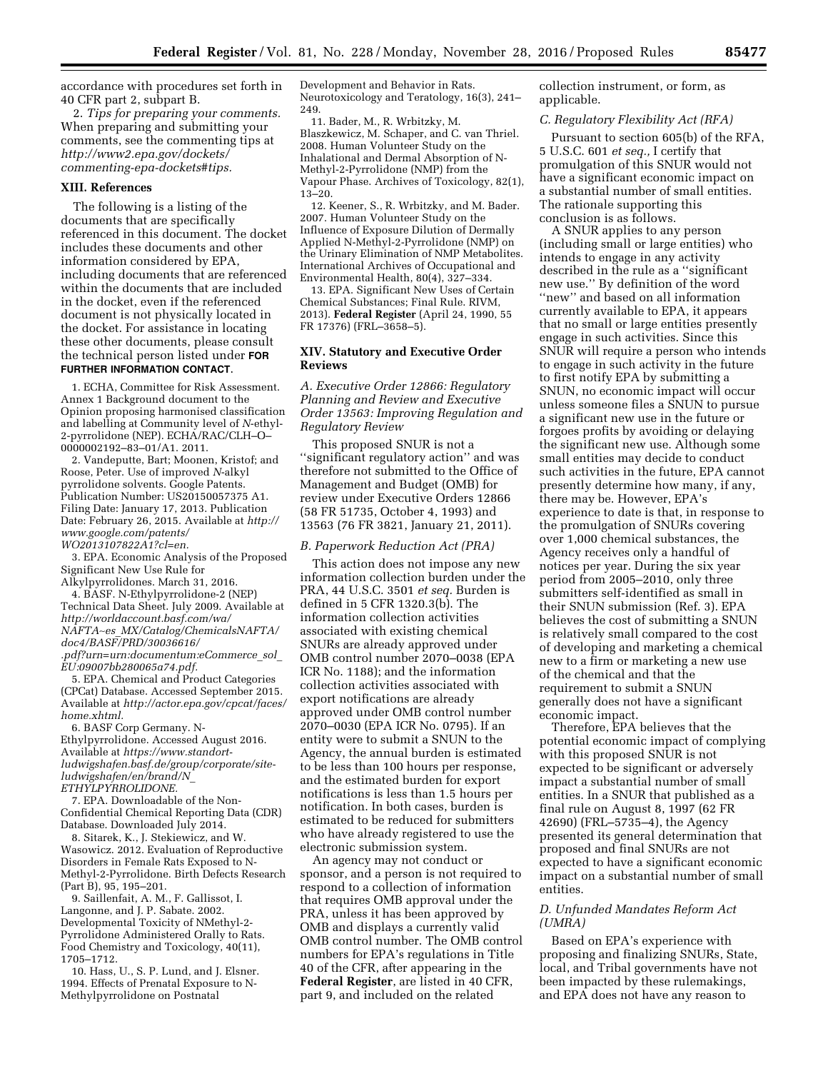accordance with procedures set forth in 40 CFR part 2, subpart B.

2. *Tips for preparing your comments.* When preparing and submitting your comments, see the commenting tips at *http://www2.epa.gov/dockets/commenting-epa-dockets#tips.*

## XIII. References

The following is a listing of the documents that are specifically referenced in this document. The docket includes these documents and other information considered by EPA, including documents that are referenced within the documents that are included in the docket, even if the referenced document is not physically located in the docket. For assistance in locating these other documents, please consult the technical person listed under **FOR FURTHER INFORMATION CONTACT**.

1. ECHA, Committee for Risk Assessment. Annex 1 Background document to the Opinion proposing harmonised classification and labelling at Community level of *N*-ethyl-2-pyrrolidone (NEP). ECHA/RAC/CLH–O–0000002192–83–01/A1. 2011.

2. Vandeputte, Bart; Moonen, Kristof; and Roose, Peter. Use of improved *N*-alkyl pyrrolidone solvents. Google Patents. Publication Number: US20150057375 A1. Filing Date: January 17, 2013. Publication Date: February 26, 2015. Available at *http://www.google.com/patents/WO2013107822A1?cl=en.*

3. EPA. Economic Analysis of the Proposed Significant New Use Rule for Alkylpyrrolidones. March 31, 2016.

4. BASF. N-Ethylpyrrolidone-2 (NEP) Technical Data Sheet. July 2009. Available at *http://worldaccount.basf.com/wa/NAFTA~es_MX/Catalog/ChemicalsNAFTA/doc4/BASF/PRD/30036616/.pdf?urn=urn:documentum:eCommerce_sol_EU:09007bb280065a74.pdf.*

5. EPA. Chemical and Product Categories (CPCat) Database. Accessed September 2015. Available at *http://actor.epa.gov/cpcat/faces/home.xhtml.*

6. BASF Corp Germany. N-Ethylpyrrolidone. Accessed August 2016. Available at *https://www.standort-ludwigshafen.basf.de/group/corporate/site-ludwigshafen/en/brand/N_ETHYLPYRROLIDONE.*

7. EPA. Downloadable of the Non-Confidential Chemical Reporting Data (CDR) Database. Downloaded July 2014.

8. Sitarek, K., J. Stekiewicz, and W. Wasowicz. 2012. Evaluation of Reproductive Disorders in Female Rats Exposed to N-Methyl-2-Pyrrolidone. Birth Defects Research (Part B), 95, 195–201.

9. Saillenfait, A. M., F. Gallissot, I. Langonne, and J. P. Sabate. 2002. Developmental Toxicity of NMethyl-2-Pyrrolidone Administered Orally to Rats. Food Chemistry and Toxicology, 40(11), 1705–1712.

10. Hass, U., S. P. Lund, and J. Elsner. 1994. Effects of Prenatal Exposure to N-Methylpyrrolidone on Postnatal Development and Behavior in Rats. Neurotoxicology and Teratology, 16(3), 241–249.

11. Bader, M., R. Wrbitzky, M. Blaszkewicz, M. Schaper, and C. van Thriel. 2008. Human Volunteer Study on the Inhalational and Dermal Absorption of N-Methyl-2-Pyrrolidone (NMP) from the Vapour Phase. Archives of Toxicology, 82(1), 13–20.

12. Keener, S., R. Wrbitzky, and M. Bader. 2007. Human Volunteer Study on the Influence of Exposure Dilution of Dermally Applied N-Methyl-2-Pyrrolidone (NMP) on the Urinary Elimination of NMP Metabolites. International Archives of Occupational and Environmental Health, 80(4), 327–334.

13. EPA. Significant New Uses of Certain Chemical Substances; Final Rule. RIVM, 2013). **Federal Register** (April 24, 1990, 55 FR 17376) (FRL–3658–5).

## XIV. Statutory and Executive Order Reviews

### *A. Executive Order 12866: Regulatory Planning and Review and Executive Order 13563: Improving Regulation and Regulatory Review*

This proposed SNUR is not a ''significant regulatory action'' and was therefore not submitted to the Office of Management and Budget (OMB) for review under Executive Orders 12866 (58 FR 51735, October 4, 1993) and 13563 (76 FR 3821, January 21, 2011).

### *B. Paperwork Reduction Act (PRA)*

This action does not impose any new information collection burden under the PRA, 44 U.S.C. 3501 *et seq.* Burden is defined in 5 CFR 1320.3(b). The information collection activities associated with existing chemical SNURs are already approved under OMB control number 2070–0038 (EPA ICR No. 1188); and the information collection activities associated with export notifications are already approved under OMB control number 2070–0030 (EPA ICR No. 0795). If an entity were to submit a SNUN to the Agency, the annual burden is estimated to be less than 100 hours per response, and the estimated burden for export notifications is less than 1.5 hours per notification. In both cases, burden is estimated to be reduced for submitters who have already registered to use the electronic submission system.

An agency may not conduct or sponsor, and a person is not required to respond to a collection of information that requires OMB approval under the PRA, unless it has been approved by OMB and displays a currently valid OMB control number. The OMB control numbers for EPA's regulations in Title 40 of the CFR, after appearing in the **Federal Register**, are listed in 40 CFR, part 9, and included on the related collection instrument, or form, as applicable.

### *C. Regulatory Flexibility Act (RFA)*

Pursuant to section 605(b) of the RFA, 5 U.S.C. 601 *et seq.,* I certify that promulgation of this SNUR would not have a significant economic impact on a substantial number of small entities. The rationale supporting this conclusion is as follows.

A SNUR applies to any person (including small or large entities) who intends to engage in any activity described in the rule as a ''significant new use.'' By definition of the word ''new'' and based on all information currently available to EPA, it appears that no small or large entities presently engage in such activities. Since this SNUR will require a person who intends to engage in such activity in the future to first notify EPA by submitting a SNUN, no economic impact will occur unless someone files a SNUN to pursue a significant new use in the future or forgoes profits by avoiding or delaying the significant new use. Although some small entities may decide to conduct such activities in the future, EPA cannot presently determine how many, if any, there may be. However, EPA's experience to date is that, in response to the promulgation of SNURs covering over 1,000 chemical substances, the Agency receives only a handful of notices per year. During the six year period from 2005–2010, only three submitters self-identified as small in their SNUN submission (Ref. 3). EPA believes the cost of submitting a SNUN is relatively small compared to the cost of developing and marketing a chemical new to a firm or marketing a new use of the chemical and that the requirement to submit a SNUN generally does not have a significant economic impact.

Therefore, EPA believes that the potential economic impact of complying with this proposed SNUR is not expected to be significant or adversely impact a substantial number of small entities. In a SNUR that published as a final rule on August 8, 1997 (62 FR 42690) (FRL–5735–4), the Agency presented its general determination that proposed and final SNURs are not expected to have a significant economic impact on a substantial number of small entities.

### *D. Unfunded Mandates Reform Act (UMRA)*

Based on EPA's experience with proposing and finalizing SNURs, State, local, and Tribal governments have not been impacted by these rulemakings, and EPA does not have any reason to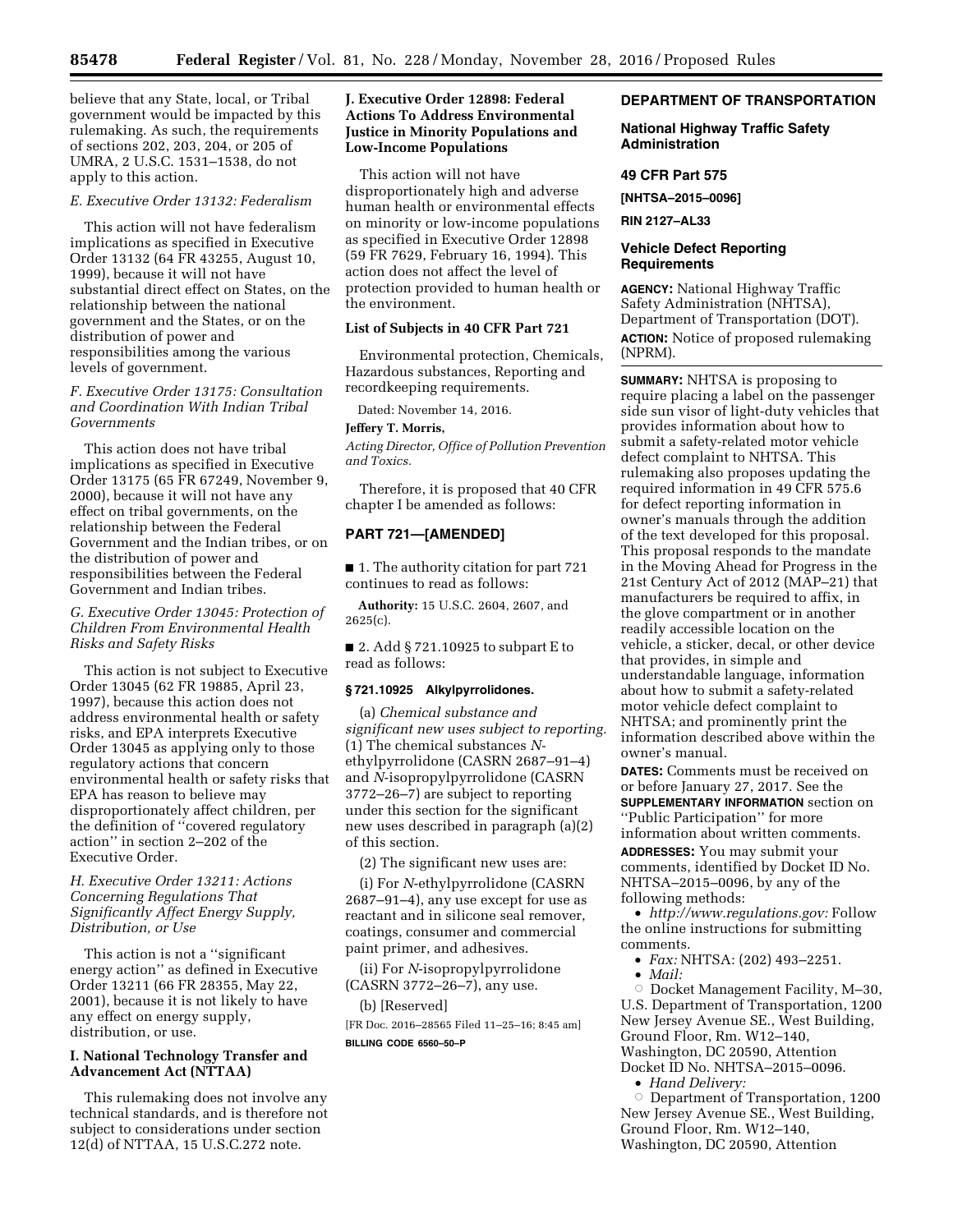believe that any State, local, or Tribal government would be impacted by this rulemaking. As such, the requirements of sections 202, 203, 204, or 205 of UMRA, 2 U.S.C. 1531–1538, do not apply to this action.

*E. Executive Order 13132: Federalism*

This action will not have federalism implications as specified in Executive Order 13132 (64 FR 43255, August 10, 1999), because it will not have substantial direct effect on States, on the relationship between the national government and the States, or on the distribution of power and responsibilities among the various levels of government.

*F. Executive Order 13175: Consultation and Coordination With Indian Tribal Governments*

This action does not have tribal implications as specified in Executive Order 13175 (65 FR 67249, November 9, 2000), because it will not have any effect on tribal governments, on the relationship between the Federal Government and the Indian tribes, or on the distribution of power and responsibilities between the Federal Government and Indian tribes.

*G. Executive Order 13045: Protection of Children From Environmental Health Risks and Safety Risks*

This action is not subject to Executive Order 13045 (62 FR 19885, April 23, 1997), because this action does not address environmental health or safety risks, and EPA interprets Executive Order 13045 as applying only to those regulatory actions that concern environmental health or safety risks that EPA has reason to believe may disproportionately affect children, per the definition of ''covered regulatory action'' in section 2–202 of the Executive Order.

*H. Executive Order 13211: Actions Concerning Regulations That Significantly Affect Energy Supply, Distribution, or Use*

This action is not a ''significant energy action'' as defined in Executive Order 13211 (66 FR 28355, May 22, 2001), because it is not likely to have any effect on energy supply, distribution, or use.

**I. National Technology Transfer and Advancement Act (NTTAA)**

This rulemaking does not involve any technical standards, and is therefore not subject to considerations under section 12(d) of NTTAA, 15 U.S.C.272 note.

**J. Executive Order 12898: Federal Actions To Address Environmental Justice in Minority Populations and Low-Income Populations**

This action will not have disproportionately high and adverse human health or environmental effects on minority or low-income populations as specified in Executive Order 12898 (59 FR 7629, February 16, 1994). This action does not affect the level of protection provided to human health or the environment.

**List of Subjects in 40 CFR Part 721**

Environmental protection, Chemicals, Hazardous substances, Reporting and recordkeeping requirements.

Dated: November 14, 2016.

**Jeffery T. Morris,**

*Acting Director, Office of Pollution Prevention and Toxics.*

Therefore, it is proposed that 40 CFR chapter I be amended as follows:

## PART 721—[AMENDED]

■ 1. The authority citation for part 721 continues to read as follows:

**Authority:** 15 U.S.C. 2604, 2607, and 2625(c).

■ 2. Add § 721.10925 to subpart E to read as follows:

**§ 721.10925 Alkylpyrrolidones.**

(a) *Chemical substance and significant new uses subject to reporting.* (1) The chemical substances *N*-ethylpyrrolidone (CASRN 2687–91–4) and *N*-isopropylpyrrolidone (CASRN 3772–26–7) are subject to reporting under this section for the significant new uses described in paragraph (a)(2) of this section.

(2) The significant new uses are:

(i) For *N*-ethylpyrrolidone (CASRN 2687–91–4), any use except for use as reactant and in silicone seal remover, coatings, consumer and commercial paint primer, and adhesives.

(ii) For *N*-isopropylpyrrolidone (CASRN 3772–26–7), any use.

(b) [Reserved]

[FR Doc. 2016–28565 Filed 11–25–16; 8:45 am]

**BILLING CODE 6560–50–P**

## DEPARTMENT OF TRANSPORTATION

### National Highway Traffic Safety Administration

### 49 CFR Part 575

**[NHTSA–2015–0096]**

**RIN 2127–AL33**

### Vehicle Defect Reporting Requirements

**AGENCY:** National Highway Traffic Safety Administration (NHTSA), Department of Transportation (DOT).

**ACTION:** Notice of proposed rulemaking (NPRM).

**SUMMARY:** NHTSA is proposing to require placing a label on the passenger side sun visor of light-duty vehicles that provides information about how to submit a safety-related motor vehicle defect complaint to NHTSA. This rulemaking also proposes updating the required information in 49 CFR 575.6 for defect reporting information in owner's manuals through the addition of the text developed for this proposal. This proposal responds to the mandate in the Moving Ahead for Progress in the 21st Century Act of 2012 (MAP–21) that manufacturers be required to affix, in the glove compartment or in another readily accessible location on the vehicle, a sticker, decal, or other device that provides, in simple and understandable language, information about how to submit a safety-related motor vehicle defect complaint to NHTSA; and prominently print the information described above within the owner's manual.

**DATES:** Comments must be received on or before January 27, 2017. See the **SUPPLEMENTARY INFORMATION** section on ''Public Participation'' for more information about written comments.

**ADDRESSES:** You may submit your comments, identified by Docket ID No. NHTSA–2015–0096, by any of the following methods:

- *http://www.regulations.gov:* Follow the online instructions for submitting comments.
- *Fax:* NHTSA: (202) 493–2251.
- *Mail:*
  - Docket Management Facility, M–30, U.S. Department of Transportation, 1200 New Jersey Avenue SE., West Building, Ground Floor, Rm. W12–140, Washington, DC 20590, Attention Docket ID No. NHTSA–2015–0096.
- *Hand Delivery:*
  - Department of Transportation, 1200 New Jersey Avenue SE., West Building, Ground Floor, Rm. W12–140, Washington, DC 20590, Attention